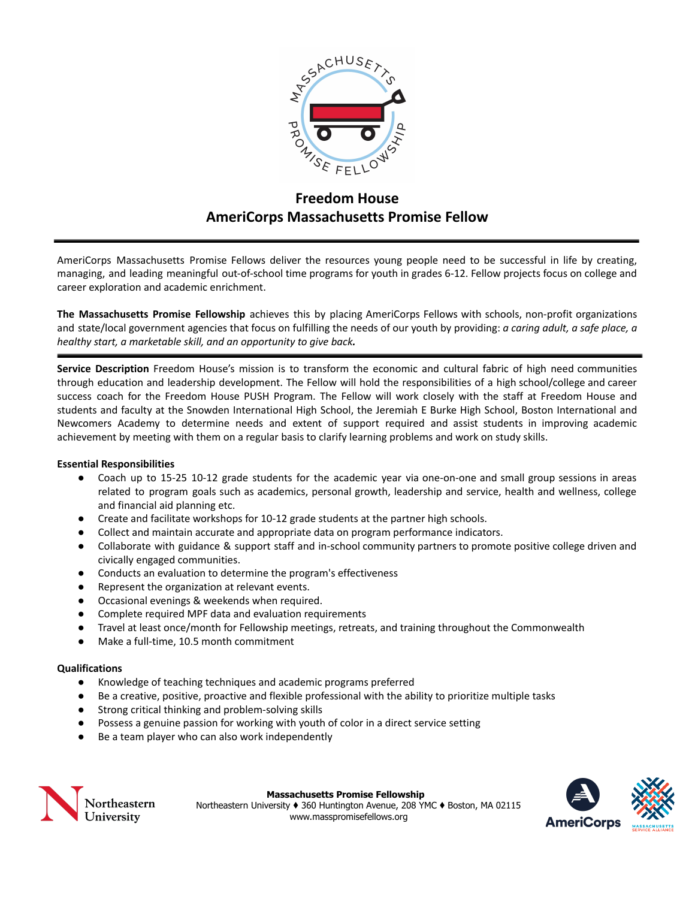# Freedom House
# AmeriCorps Massachusetts Promise Fellow

AmeriCorps Massachusetts Promise Fellows deliver the resources young people need to be successful in life by creating, managing, and leading meaningful out-of-school time programs for youth in grades 6-12. Fellow projects focus on college and career exploration and academic enrichment.

**The Massachusetts Promise Fellowship** achieves this by placing AmeriCorps Fellows with schools, non-profit organizations and state/local government agencies that focus on fulfilling the needs of our youth by providing: *a caring adult, a safe place, a healthy start, a marketable skill, and an opportunity to give back.*

**Service Description** Freedom House's mission is to transform the economic and cultural fabric of high need communities through education and leadership development. The Fellow will hold the responsibilities of a high school/college and career success coach for the Freedom House PUSH Program. The Fellow will work closely with the staff at Freedom House and students and faculty at the Snowden International High School, the Jeremiah E Burke High School, Boston International and Newcomers Academy to determine needs and extent of support required and assist students in improving academic achievement by meeting with them on a regular basis to clarify learning problems and work on study skills.

**Essential Responsibilities**

- Coach up to 15-25 10-12 grade students for the academic year via one-on-one and small group sessions in areas related to program goals such as academics, personal growth, leadership and service, health and wellness, college and financial aid planning etc.
- Create and facilitate workshops for 10-12 grade students at the partner high schools.
- Collect and maintain accurate and appropriate data on program performance indicators.
- Collaborate with guidance & support staff and in-school community partners to promote positive college driven and civically engaged communities.
- Conducts an evaluation to determine the program's effectiveness
- Represent the organization at relevant events.
- Occasional evenings & weekends when required.
- Complete required MPF data and evaluation requirements
- Travel at least once/month for Fellowship meetings, retreats, and training throughout the Commonwealth
- Make a full-time, 10.5 month commitment

**Qualifications**

- Knowledge of teaching techniques and academic programs preferred
- Be a creative, positive, proactive and flexible professional with the ability to prioritize multiple tasks
- Strong critical thinking and problem-solving skills
- Possess a genuine passion for working with youth of color in a direct service setting
- Be a team player who can also work independently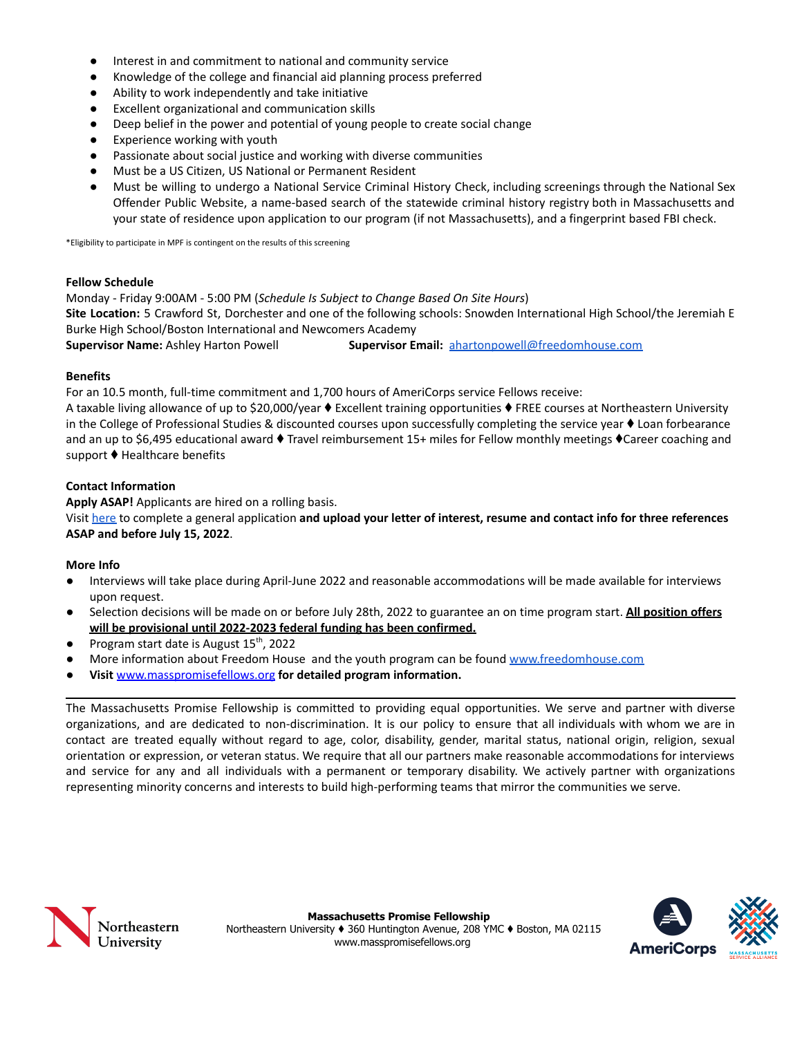- Interest in and commitment to national and community service
- Knowledge of the college and financial aid planning process preferred
- Ability to work independently and take initiative
- Excellent organizational and communication skills
- Deep belief in the power and potential of young people to create social change
- Experience working with youth
- Passionate about social justice and working with diverse communities
- Must be a US Citizen, US National or Permanent Resident
- Must be willing to undergo a National Service Criminal History Check, including screenings through the National Sex Offender Public Website, a name-based search of the statewide criminal history registry both in Massachusetts and your state of residence upon application to our program (if not Massachusetts), and a fingerprint based FBI check.

*Eligibility to participate in MPF is contingent on the results of this screening

**Fellow Schedule**

Monday - Friday 9:00AM - 5:00 PM (*Schedule Is Subject to Change Based On Site Hours*)

**Site Location:** 5 Crawford St, Dorchester and one of the following schools: Snowden International High School/the Jeremiah E Burke High School/Boston International and Newcomers Academy

**Supervisor Name:** Ashley Harton Powell **Supervisor Email:** ahartonpowell@freedomhouse.com

**Benefits**

For an 10.5 month, full-time commitment and 1,700 hours of AmeriCorps service Fellows receive:

A taxable living allowance of up to $20,000/year ♦ Excellent training opportunities ♦ FREE courses at Northeastern University in the College of Professional Studies & discounted courses upon successfully completing the service year ♦ Loan forbearance and an up to $6,495 educational award ♦ Travel reimbursement 15+ miles for Fellow monthly meetings ♦Career coaching and support ♦ Healthcare benefits

**Contact Information**

**Apply ASAP!** Applicants are hired on a rolling basis.

Visit here to complete a general application **and upload your letter of interest, resume and contact info for three references ASAP and before July 15, 2022**.

**More Info**

- Interviews will take place during April-June 2022 and reasonable accommodations will be made available for interviews upon request.
- Selection decisions will be made on or before July 28th, 2022 to guarantee an on time program start. **All position offers will be provisional until 2022-2023 federal funding has been confirmed.**
- Program start date is August 15th, 2022
- More information about Freedom House and the youth program can be found www.freedomhouse.com
- **Visit www.masspromisefellows.org for detailed program information.**

---

The Massachusetts Promise Fellowship is committed to providing equal opportunities. We serve and partner with diverse organizations, and are dedicated to non-discrimination. It is our policy to ensure that all individuals with whom we are in contact are treated equally without regard to age, color, disability, gender, marital status, national origin, religion, sexual orientation or expression, or veteran status. We require that all our partners make reasonable accommodations for interviews and service for any and all individuals with a permanent or temporary disability. We actively partner with organizations representing minority concerns and interests to build high-performing teams that mirror the communities we serve.

**Massachusetts Promise Fellowship**
Northeastern University ♦ 360 Huntington Avenue, 208 YMC ♦ Boston, MA 02115
www.masspromisefellows.org